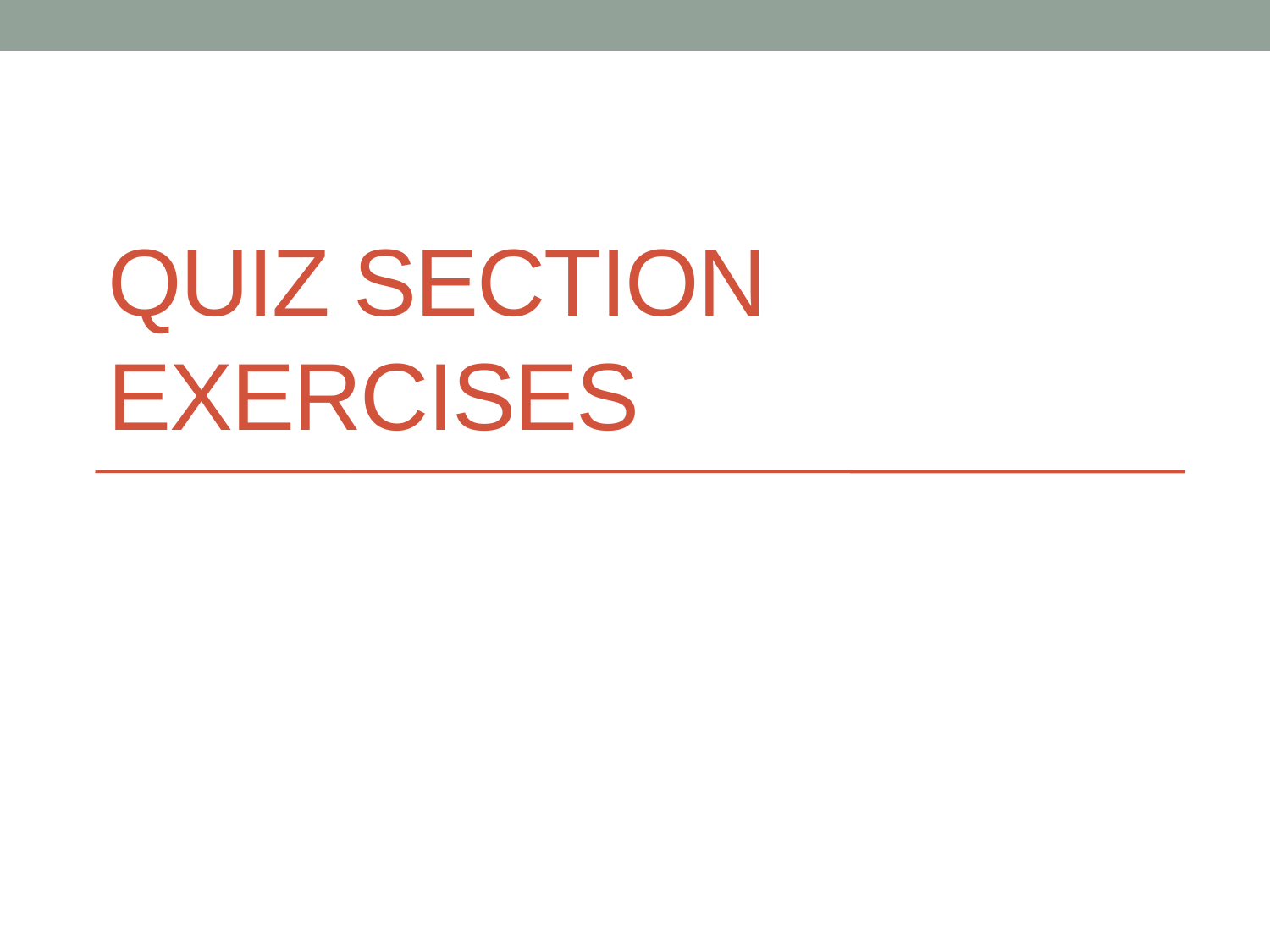# QUIZ SECTION EXERCISES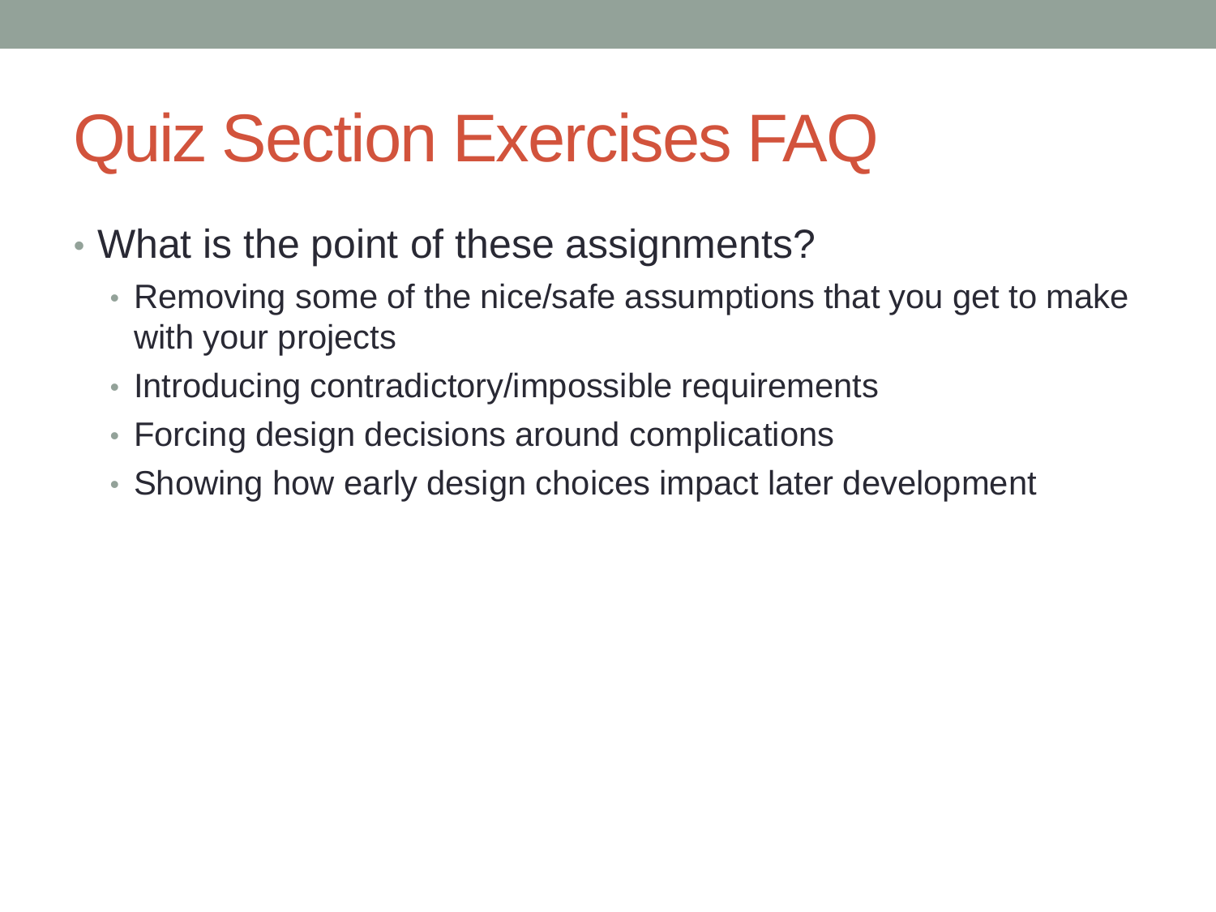# Quiz Section Exercises FAQ

- What is the point of these assignments?
  - Removing some of the nice/safe assumptions that you get to make with your projects
  - Introducing contradictory/impossible requirements
  - Forcing design decisions around complications
  - Showing how early design choices impact later development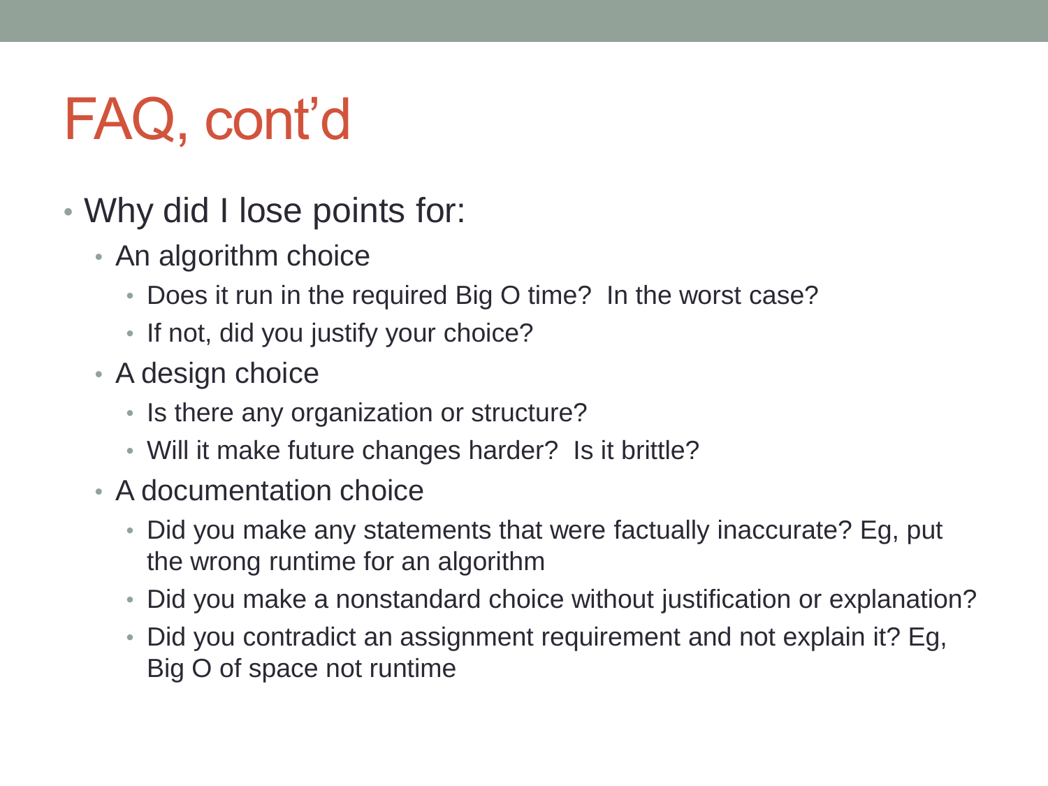# FAQ, cont'd

- Why did I lose points for:
  - An algorithm choice
    - Does it run in the required Big O time? In the worst case?
    - If not, did you justify your choice?
  - A design choice
    - Is there any organization or structure?
    - Will it make future changes harder? Is it brittle?
  - A documentation choice
    - Did you make any statements that were factually inaccurate? Eg, put the wrong runtime for an algorithm
    - Did you make a nonstandard choice without justification or explanation?
    - Did you contradict an assignment requirement and not explain it? Eg, Big O of space not runtime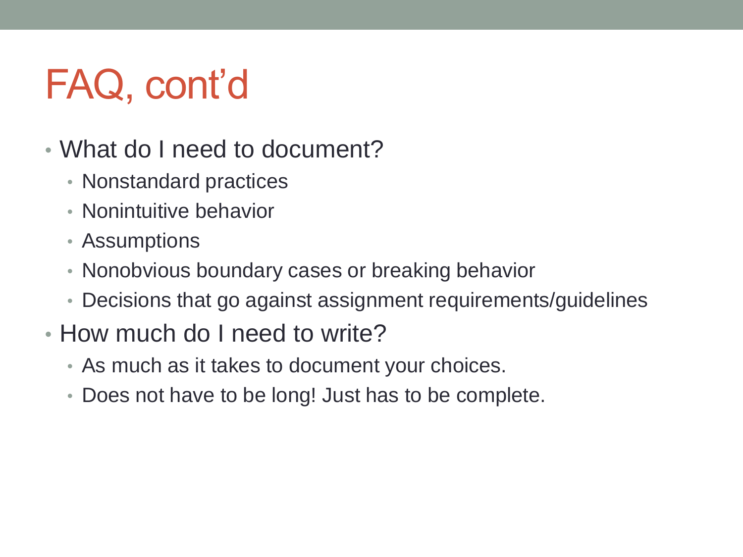# FAQ, cont'd

- What do I need to document?
  - Nonstandard practices
  - Nonintuitive behavior
  - Assumptions
  - Nonobvious boundary cases or breaking behavior
  - Decisions that go against assignment requirements/guidelines
- How much do I need to write?
  - As much as it takes to document your choices.
  - Does not have to be long! Just has to be complete.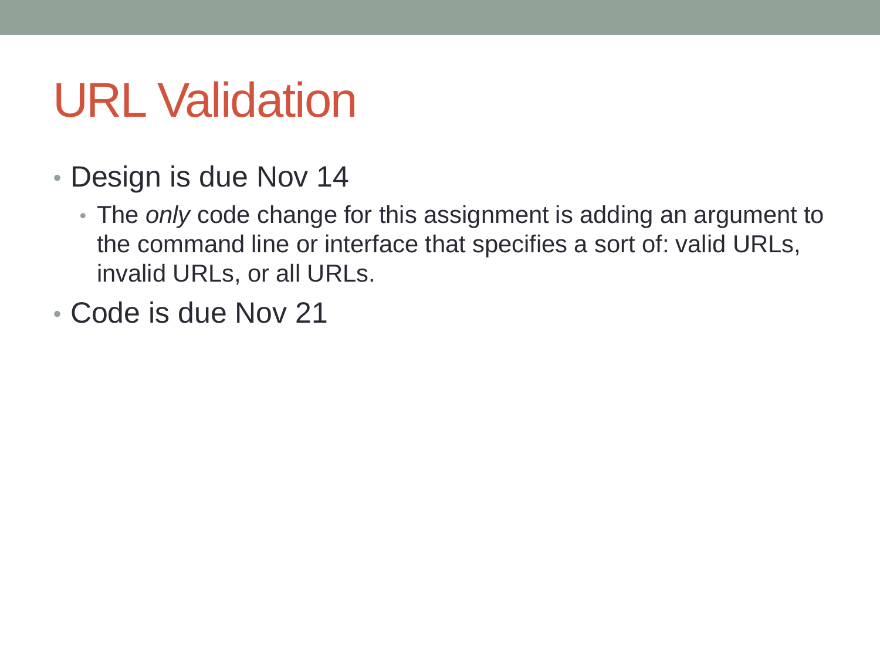# URL Validation

- Design is due Nov 14
  - The *only* code change for this assignment is adding an argument to the command line or interface that specifies a sort of: valid URLs, invalid URLs, or all URLs.
- Code is due Nov 21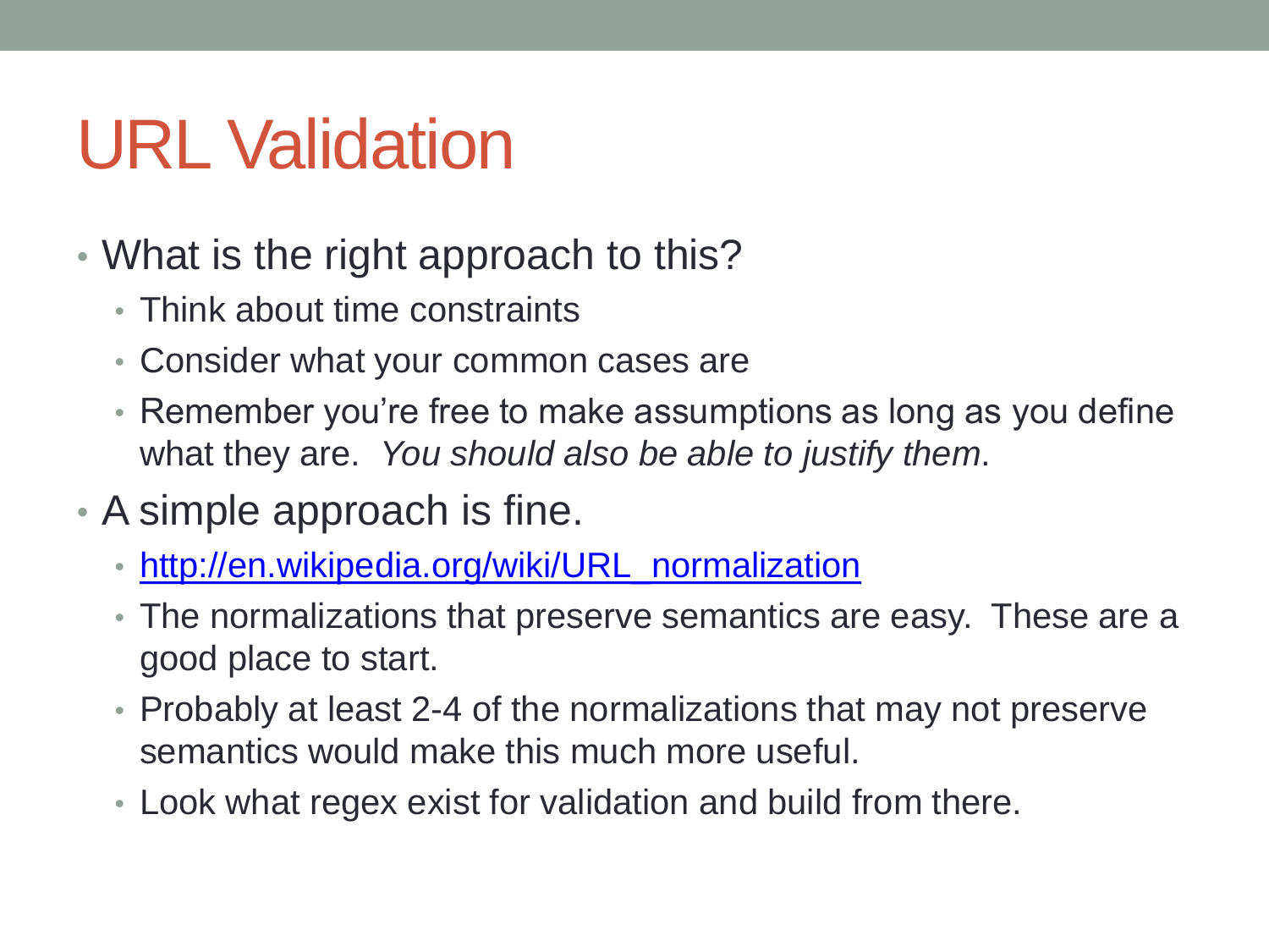# URL Validation

- What is the right approach to this?
  - Think about time constraints
  - Consider what your common cases are
  - Remember you're free to make assumptions as long as you define what they are. *You should also be able to justify them*.
- A simple approach is fine.
  - [http://en.wikipedia.org/wiki/URL_normalization](http://en.wikipedia.org/wiki/URL_normalization)
  - The normalizations that preserve semantics are easy. These are a good place to start.
  - Probably at least 2-4 of the normalizations that may not preserve semantics would make this much more useful.
  - Look what regex exist for validation and build from there.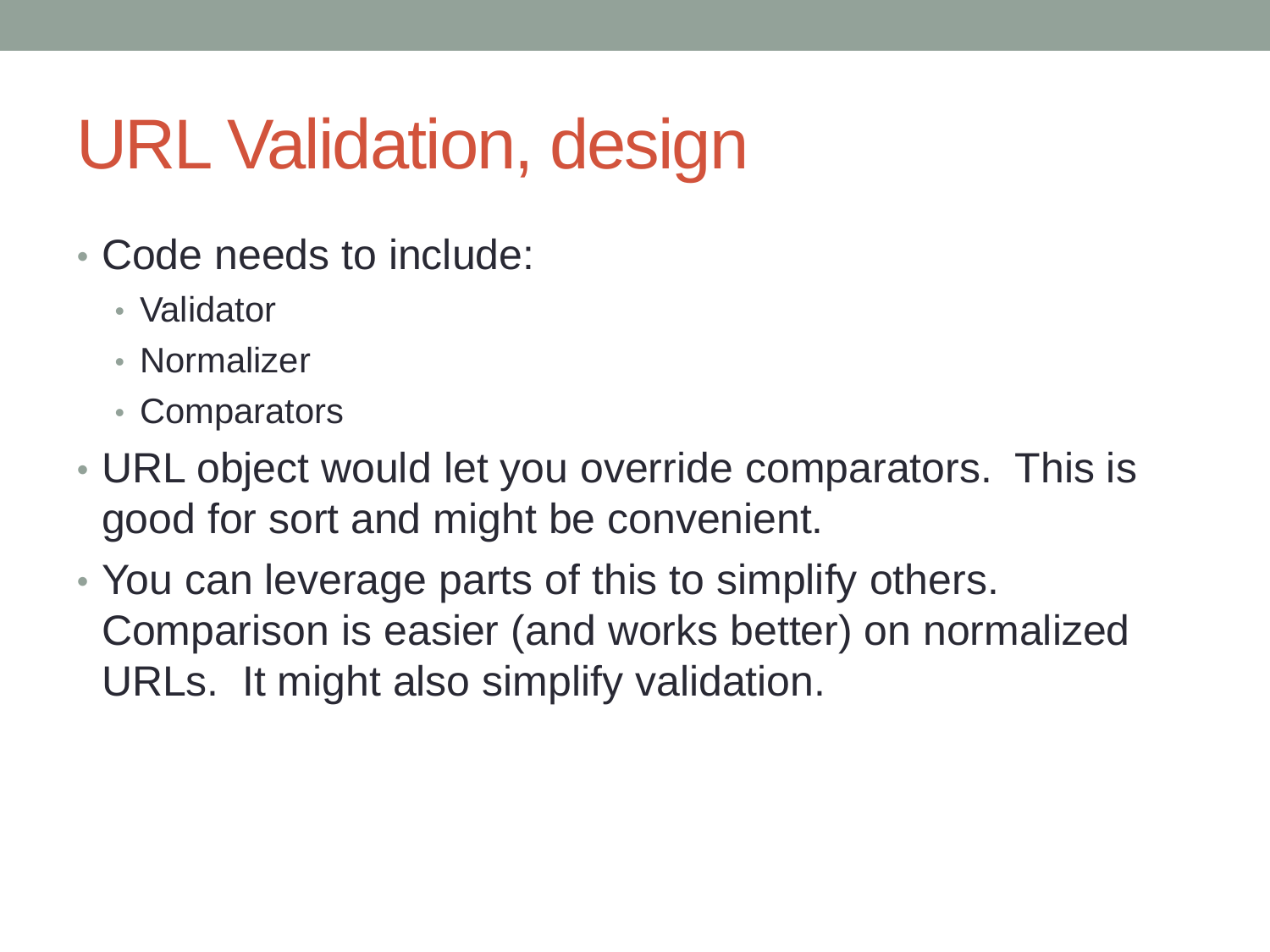# URL Validation, design

- Code needs to include:
  - Validator
  - Normalizer
  - Comparators
- URL object would let you override comparators.  This is good for sort and might be convenient.
- You can leverage parts of this to simplify others.  Comparison is easier (and works better) on normalized URLs.  It might also simplify validation.